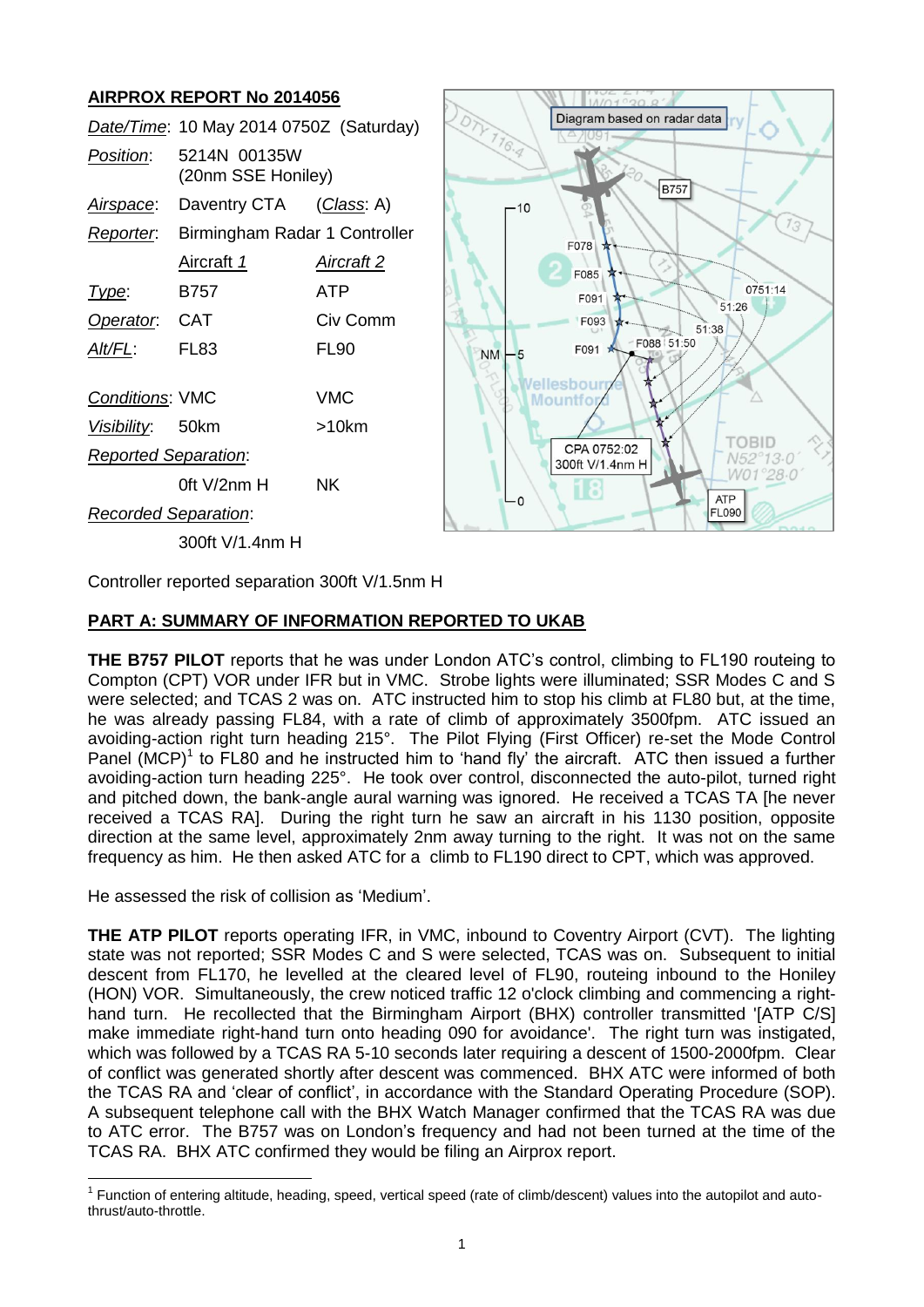## AIRPROX REPORT No 2014056

| | | |
|---|---|---|
| *Date/Time*: | 10 May 2014 0750Z (Saturday) | |
| *Position*: | 5214N 00135W (20nm SSE Honiley) | |
| *Airspace*: | Daventry CTA | (*Class*: A) |
| *Reporter*: | Birmingham Radar 1 Controller | |
| | Aircraft 1 | Aircraft 2 |
| *Type*: | B757 | ATP |
| *Operator*: | CAT | Civ Comm |
| *Alt/FL*: | FL83 | FL90 |
| *Conditions*: | VMC | VMC |
| *Visibility*: | 50km | >10km |
| *Reported Separation*: | | |
| | 0ft V/2nm H | NK |
| *Recorded Separation*: | | |
| | 300ft V/1.4nm H | |

Controller reported separation 300ft V/1.5nm H

## PART A: SUMMARY OF INFORMATION REPORTED TO UKAB

**THE B757 PILOT** reports that he was under London ATC's control, climbing to FL190 routeing to Compton (CPT) VOR under IFR but in VMC. Strobe lights were illuminated; SSR Modes C and S were selected; and TCAS 2 was on. ATC instructed him to stop his climb at FL80 but, at the time, he was already passing FL84, with a rate of climb of approximately 3500fpm. ATC issued an avoiding-action right turn heading 215°. The Pilot Flying (First Officer) re-set the Mode Control Panel (MCP)[1] to FL80 and he instructed him to 'hand fly' the aircraft. ATC then issued a further avoiding-action turn heading 225°. He took over control, disconnected the auto-pilot, turned right and pitched down, the bank-angle aural warning was ignored. He received a TCAS TA [he never received a TCAS RA]. During the right turn he saw an aircraft in his 1130 position, opposite direction at the same level, approximately 2nm away turning to the right. It was not on the same frequency as him. He then asked ATC for a climb to FL190 direct to CPT, which was approved.

He assessed the risk of collision as 'Medium'.

**THE ATP PILOT** reports operating IFR, in VMC, inbound to Coventry Airport (CVT). The lighting state was not reported; SSR Modes C and S were selected, TCAS was on. Subsequent to initial descent from FL170, he levelled at the cleared level of FL90, routeing inbound to the Honiley (HON) VOR. Simultaneously, the crew noticed traffic 12 o'clock climbing and commencing a right-hand turn. He recollected that the Birmingham Airport (BHX) controller transmitted '[ATP C/S] make immediate right-hand turn onto heading 090 for avoidance'. The right turn was instigated, which was followed by a TCAS RA 5-10 seconds later requiring a descent of 1500-2000fpm. Clear of conflict was generated shortly after descent was commenced. BHX ATC were informed of both the TCAS RA and 'clear of conflict', in accordance with the Standard Operating Procedure (SOP). A subsequent telephone call with the BHX Watch Manager confirmed that the TCAS RA was due to ATC error. The B757 was on London's frequency and had not been turned at the time of the TCAS RA. BHX ATC confirmed they would be filing an Airprox report.

[1] Function of entering altitude, heading, speed, vertical speed (rate of climb/descent) values into the autopilot and auto-thrust/auto-throttle.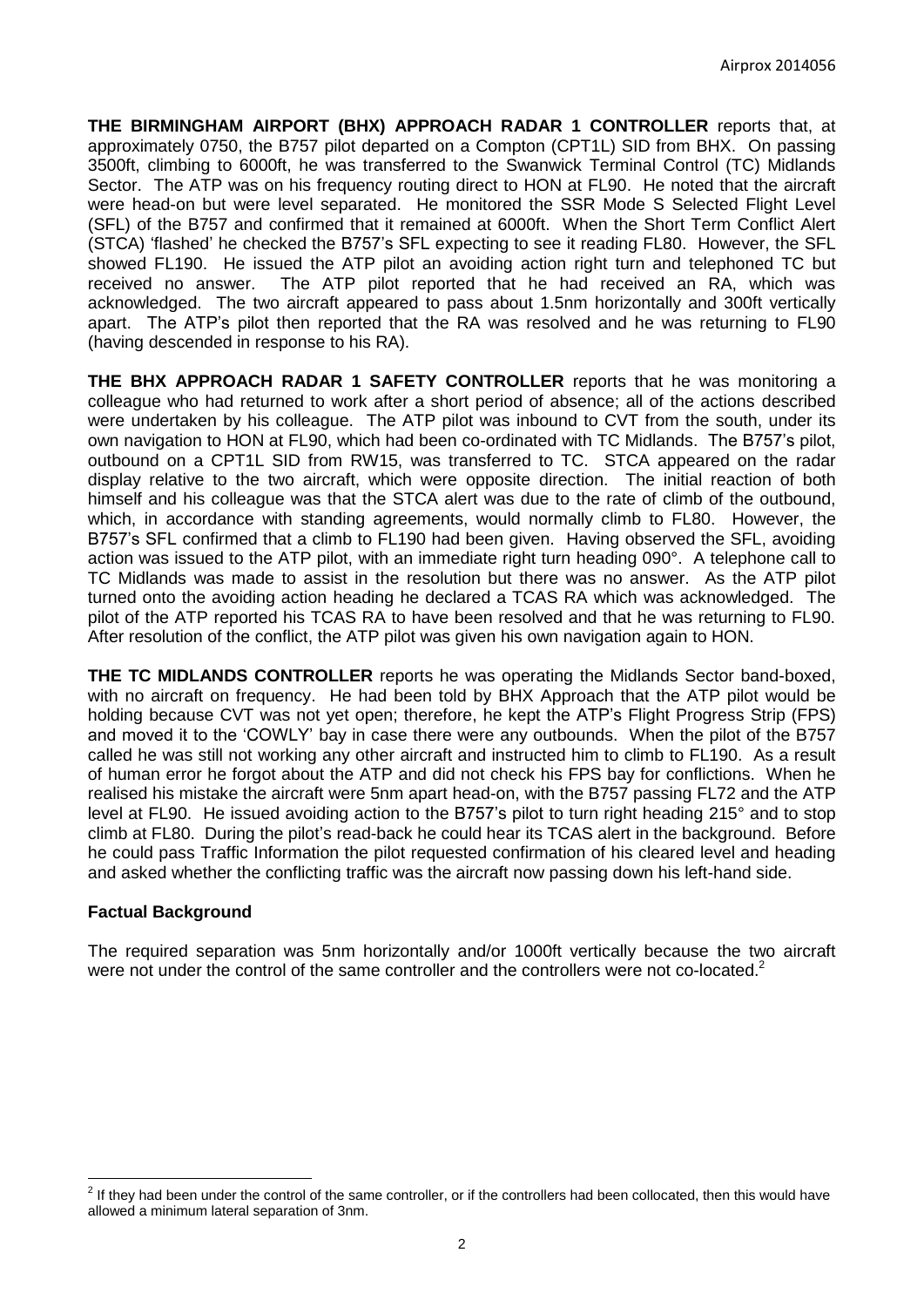**THE BIRMINGHAM AIRPORT (BHX) APPROACH RADAR 1 CONTROLLER** reports that, at approximately 0750, the B757 pilot departed on a Compton (CPT1L) SID from BHX. On passing 3500ft, climbing to 6000ft, he was transferred to the Swanwick Terminal Control (TC) Midlands Sector. The ATP was on his frequency routing direct to HON at FL90. He noted that the aircraft were head-on but were level separated. He monitored the SSR Mode S Selected Flight Level (SFL) of the B757 and confirmed that it remained at 6000ft. When the Short Term Conflict Alert (STCA) 'flashed' he checked the B757's SFL expecting to see it reading FL80. However, the SFL showed FL190. He issued the ATP pilot an avoiding action right turn and telephoned TC but received no answer. The ATP pilot reported that he had received an RA, which was acknowledged. The two aircraft appeared to pass about 1.5nm horizontally and 300ft vertically apart. The ATP's pilot then reported that the RA was resolved and he was returning to FL90 (having descended in response to his RA).

**THE BHX APPROACH RADAR 1 SAFETY CONTROLLER** reports that he was monitoring a colleague who had returned to work after a short period of absence; all of the actions described were undertaken by his colleague. The ATP pilot was inbound to CVT from the south, under its own navigation to HON at FL90, which had been co-ordinated with TC Midlands. The B757's pilot, outbound on a CPT1L SID from RW15, was transferred to TC. STCA appeared on the radar display relative to the two aircraft, which were opposite direction. The initial reaction of both himself and his colleague was that the STCA alert was due to the rate of climb of the outbound, which, in accordance with standing agreements, would normally climb to FL80. However, the B757's SFL confirmed that a climb to FL190 had been given. Having observed the SFL, avoiding action was issued to the ATP pilot, with an immediate right turn heading 090°. A telephone call to TC Midlands was made to assist in the resolution but there was no answer. As the ATP pilot turned onto the avoiding action heading he declared a TCAS RA which was acknowledged. The pilot of the ATP reported his TCAS RA to have been resolved and that he was returning to FL90. After resolution of the conflict, the ATP pilot was given his own navigation again to HON.

**THE TC MIDLANDS CONTROLLER** reports he was operating the Midlands Sector band-boxed, with no aircraft on frequency. He had been told by BHX Approach that the ATP pilot would be holding because CVT was not yet open; therefore, he kept the ATP's Flight Progress Strip (FPS) and moved it to the 'COWLY' bay in case there were any outbounds. When the pilot of the B757 called he was still not working any other aircraft and instructed him to climb to FL190. As a result of human error he forgot about the ATP and did not check his FPS bay for conflictions. When he realised his mistake the aircraft were 5nm apart head-on, with the B757 passing FL72 and the ATP level at FL90. He issued avoiding action to the B757's pilot to turn right heading 215° and to stop climb at FL80. During the pilot's read-back he could hear its TCAS alert in the background. Before he could pass Traffic Information the pilot requested confirmation of his cleared level and heading and asked whether the conflicting traffic was the aircraft now passing down his left-hand side.

## Factual Background

The required separation was 5nm horizontally and/or 1000ft vertically because the two aircraft were not under the control of the same controller and the controllers were not co-located.[2]

[2] If they had been under the control of the same controller, or if the controllers had been collocated, then this would have allowed a minimum lateral separation of 3nm.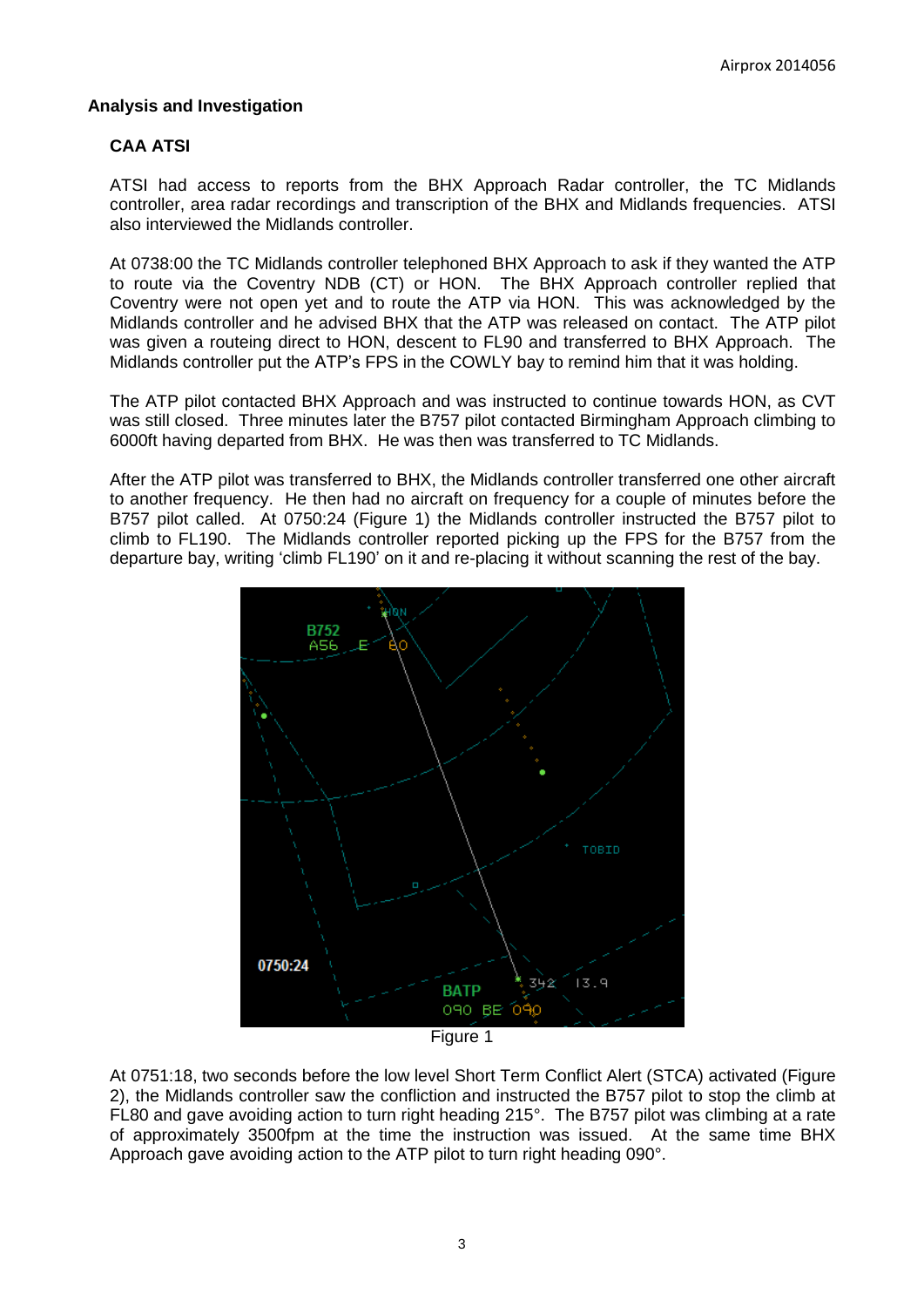## Analysis and Investigation

### CAA ATSI

ATSI had access to reports from the BHX Approach Radar controller, the TC Midlands controller, area radar recordings and transcription of the BHX and Midlands frequencies. ATSI also interviewed the Midlands controller.

At 0738:00 the TC Midlands controller telephoned BHX Approach to ask if they wanted the ATP to route via the Coventry NDB (CT) or HON. The BHX Approach controller replied that Coventry were not open yet and to route the ATP via HON. This was acknowledged by the Midlands controller and he advised BHX that the ATP was released on contact. The ATP pilot was given a routeing direct to HON, descent to FL90 and transferred to BHX Approach. The Midlands controller put the ATP's FPS in the COWLY bay to remind him that it was holding.

The ATP pilot contacted BHX Approach and was instructed to continue towards HON, as CVT was still closed. Three minutes later the B757 pilot contacted Birmingham Approach climbing to 6000ft having departed from BHX. He was then was transferred to TC Midlands.

After the ATP pilot was transferred to BHX, the Midlands controller transferred one other aircraft to another frequency. He then had no aircraft on frequency for a couple of minutes before the B757 pilot called. At 0750:24 (Figure 1) the Midlands controller instructed the B757 pilot to climb to FL190. The Midlands controller reported picking up the FPS for the B757 from the departure bay, writing 'climb FL190' on it and re-placing it without scanning the rest of the bay.

Figure 1

At 0751:18, two seconds before the low level Short Term Conflict Alert (STCA) activated (Figure 2), the Midlands controller saw the confliction and instructed the B757 pilot to stop the climb at FL80 and gave avoiding action to turn right heading 215°. The B757 pilot was climbing at a rate of approximately 3500fpm at the time the instruction was issued. At the same time BHX Approach gave avoiding action to the ATP pilot to turn right heading 090°.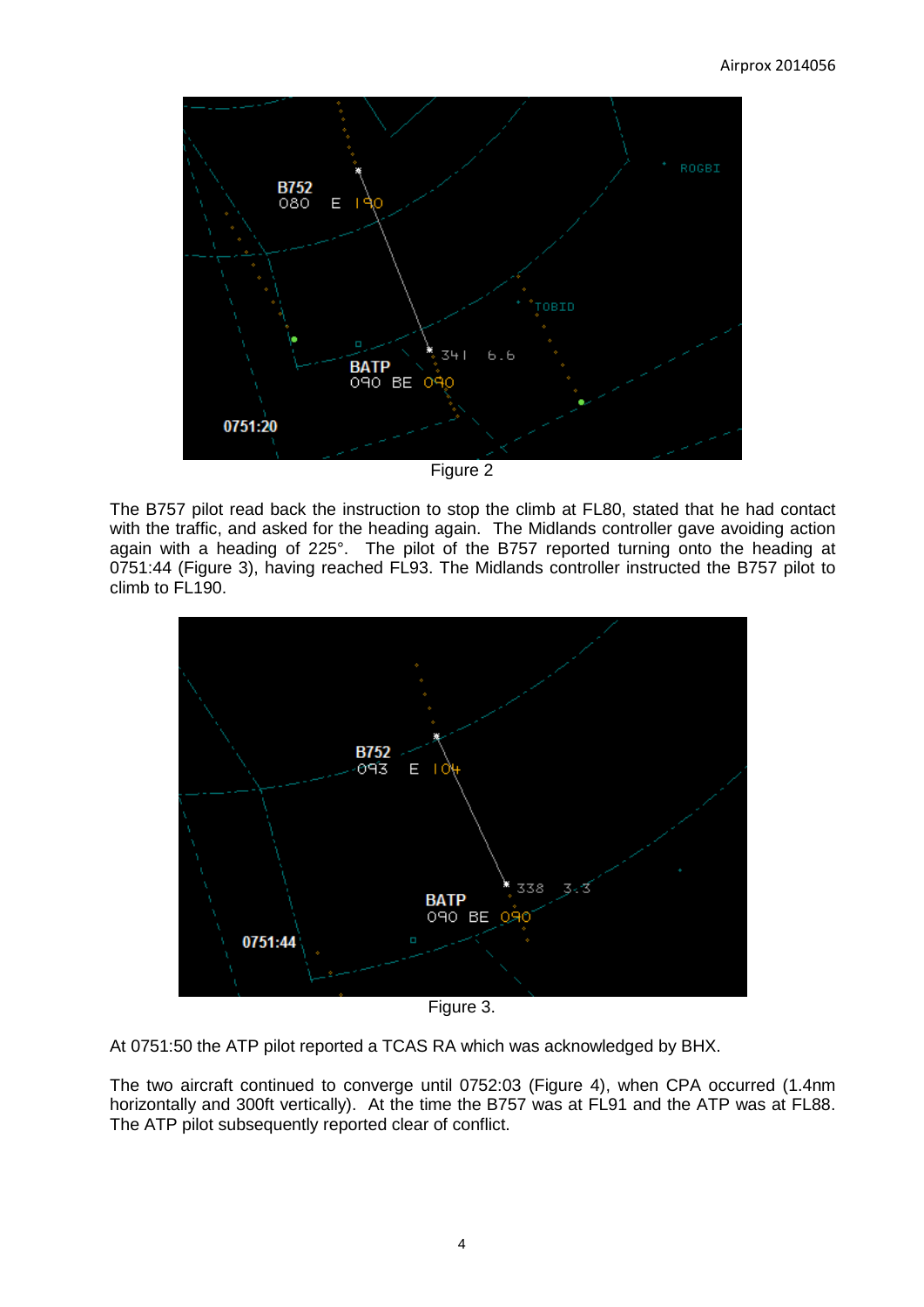Figure 2

The B757 pilot read back the instruction to stop the climb at FL80, stated that he had contact with the traffic, and asked for the heading again. The Midlands controller gave avoiding action again with a heading of 225°. The pilot of the B757 reported turning onto the heading at 0751:44 (Figure 3), having reached FL93. The Midlands controller instructed the B757 pilot to climb to FL190.

Figure 3.

At 0751:50 the ATP pilot reported a TCAS RA which was acknowledged by BHX.

The two aircraft continued to converge until 0752:03 (Figure 4), when CPA occurred (1.4nm horizontally and 300ft vertically). At the time the B757 was at FL91 and the ATP was at FL88. The ATP pilot subsequently reported clear of conflict.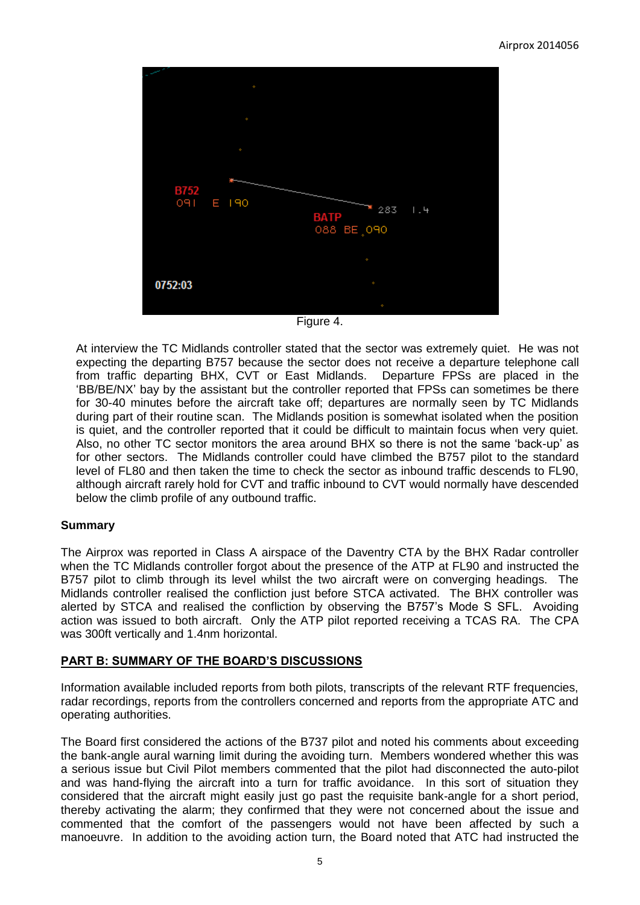Figure 4.

At interview the TC Midlands controller stated that the sector was extremely quiet. He was not expecting the departing B757 because the sector does not receive a departure telephone call from traffic departing BHX, CVT or East Midlands. Departure FPSs are placed in the 'BB/BE/NX' bay by the assistant but the controller reported that FPSs can sometimes be there for 30-40 minutes before the aircraft take off; departures are normally seen by TC Midlands during part of their routine scan. The Midlands position is somewhat isolated when the position is quiet, and the controller reported that it could be difficult to maintain focus when very quiet. Also, no other TC sector monitors the area around BHX so there is not the same 'back-up' as for other sectors. The Midlands controller could have climbed the B757 pilot to the standard level of FL80 and then taken the time to check the sector as inbound traffic descends to FL90, although aircraft rarely hold for CVT and traffic inbound to CVT would normally have descended below the climb profile of any outbound traffic.

**Summary**

The Airprox was reported in Class A airspace of the Daventry CTA by the BHX Radar controller when the TC Midlands controller forgot about the presence of the ATP at FL90 and instructed the B757 pilot to climb through its level whilst the two aircraft were on converging headings. The Midlands controller realised the confliction just before STCA activated. The BHX controller was alerted by STCA and realised the confliction by observing the B757's Mode S SFL. Avoiding action was issued to both aircraft. Only the ATP pilot reported receiving a TCAS RA. The CPA was 300ft vertically and 1.4nm horizontal.

## PART B: SUMMARY OF THE BOARD'S DISCUSSIONS

Information available included reports from both pilots, transcripts of the relevant RTF frequencies, radar recordings, reports from the controllers concerned and reports from the appropriate ATC and operating authorities.

The Board first considered the actions of the B737 pilot and noted his comments about exceeding the bank-angle aural warning limit during the avoiding turn. Members wondered whether this was a serious issue but Civil Pilot members commented that the pilot had disconnected the auto-pilot and was hand-flying the aircraft into a turn for traffic avoidance. In this sort of situation they considered that the aircraft might easily just go past the requisite bank-angle for a short period, thereby activating the alarm; they confirmed that they were not concerned about the issue and commented that the comfort of the passengers would not have been affected by such a manoeuvre. In addition to the avoiding action turn, the Board noted that ATC had instructed the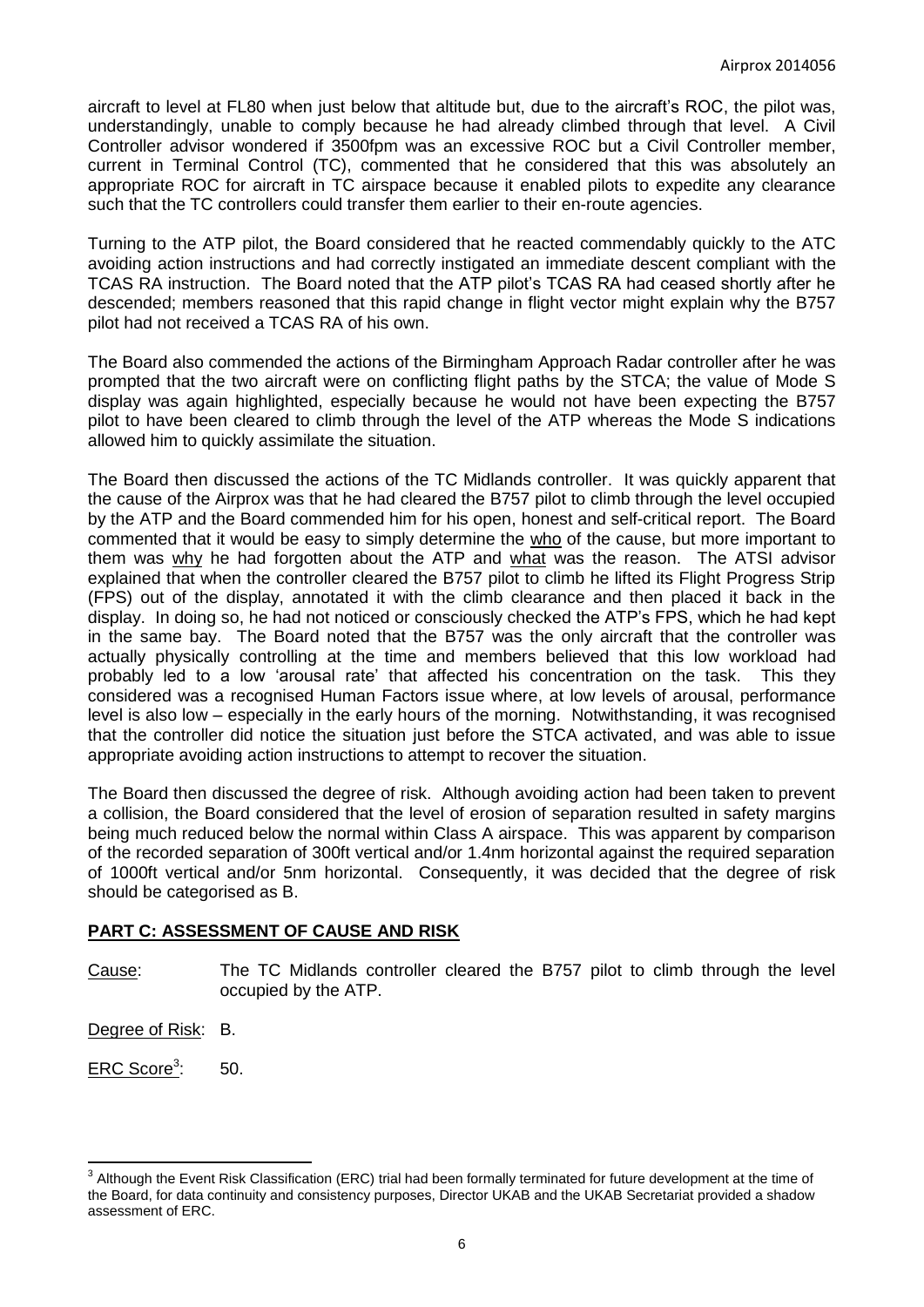aircraft to level at FL80 when just below that altitude but, due to the aircraft's ROC, the pilot was, understandingly, unable to comply because he had already climbed through that level. A Civil Controller advisor wondered if 3500fpm was an excessive ROC but a Civil Controller member, current in Terminal Control (TC), commented that he considered that this was absolutely an appropriate ROC for aircraft in TC airspace because it enabled pilots to expedite any clearance such that the TC controllers could transfer them earlier to their en-route agencies.

Turning to the ATP pilot, the Board considered that he reacted commendably quickly to the ATC avoiding action instructions and had correctly instigated an immediate descent compliant with the TCAS RA instruction. The Board noted that the ATP pilot's TCAS RA had ceased shortly after he descended; members reasoned that this rapid change in flight vector might explain why the B757 pilot had not received a TCAS RA of his own.

The Board also commended the actions of the Birmingham Approach Radar controller after he was prompted that the two aircraft were on conflicting flight paths by the STCA; the value of Mode S display was again highlighted, especially because he would not have been expecting the B757 pilot to have been cleared to climb through the level of the ATP whereas the Mode S indications allowed him to quickly assimilate the situation.

The Board then discussed the actions of the TC Midlands controller. It was quickly apparent that the cause of the Airprox was that he had cleared the B757 pilot to climb through the level occupied by the ATP and the Board commended him for his open, honest and self-critical report. The Board commented that it would be easy to simply determine the <u>who</u> of the cause, but more important to them was <u>why</u> he had forgotten about the ATP and <u>what</u> was the reason. The ATSI advisor explained that when the controller cleared the B757 pilot to climb he lifted its Flight Progress Strip (FPS) out of the display, annotated it with the climb clearance and then placed it back in the display. In doing so, he had not noticed or consciously checked the ATP's FPS, which he had kept in the same bay. The Board noted that the B757 was the only aircraft that the controller was actually physically controlling at the time and members believed that this low workload had probably led to a low 'arousal rate' that affected his concentration on the task. This they considered was a recognised Human Factors issue where, at low levels of arousal, performance level is also low – especially in the early hours of the morning. Notwithstanding, it was recognised that the controller did notice the situation just before the STCA activated, and was able to issue appropriate avoiding action instructions to attempt to recover the situation.

The Board then discussed the degree of risk. Although avoiding action had been taken to prevent a collision, the Board considered that the level of erosion of separation resulted in safety margins being much reduced below the normal within Class A airspace. This was apparent by comparison of the recorded separation of 300ft vertical and/or 1.4nm horizontal against the required separation of 1000ft vertical and/or 5nm horizontal. Consequently, it was decided that the degree of risk should be categorised as B.

## PART C: ASSESSMENT OF CAUSE AND RISK

<u>Cause</u>: The TC Midlands controller cleared the B757 pilot to climb through the level occupied by the ATP.

<u>Degree of Risk</u>: B.

<u>ERC Score</u>[3]: 50.

---

[3] Although the Event Risk Classification (ERC) trial had been formally terminated for future development at the time of the Board, for data continuity and consistency purposes, Director UKAB and the UKAB Secretariat provided a shadow assessment of ERC.